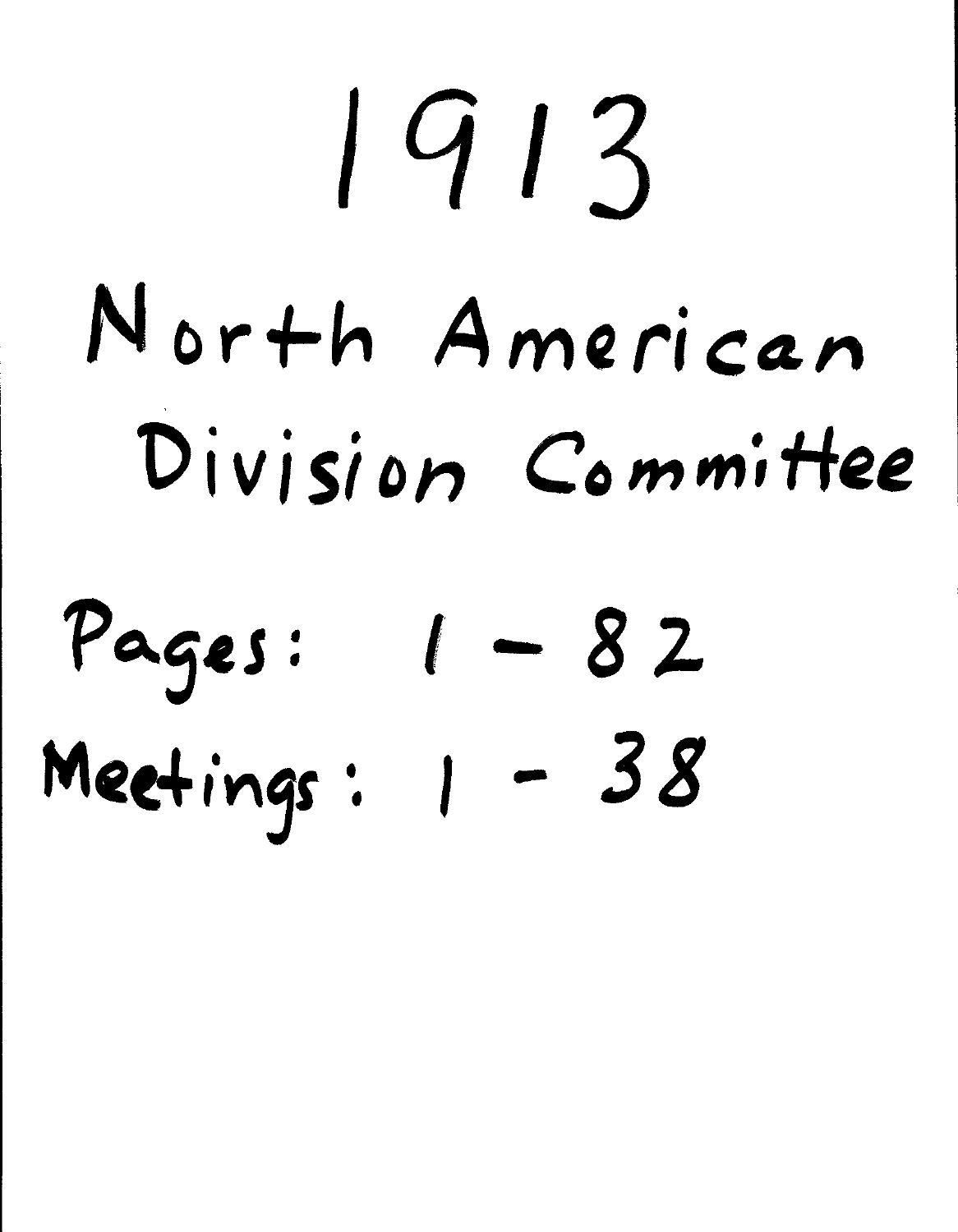# 1913

# North American Division Committee

Pages: 1 – 82

Meetings: 1 – 38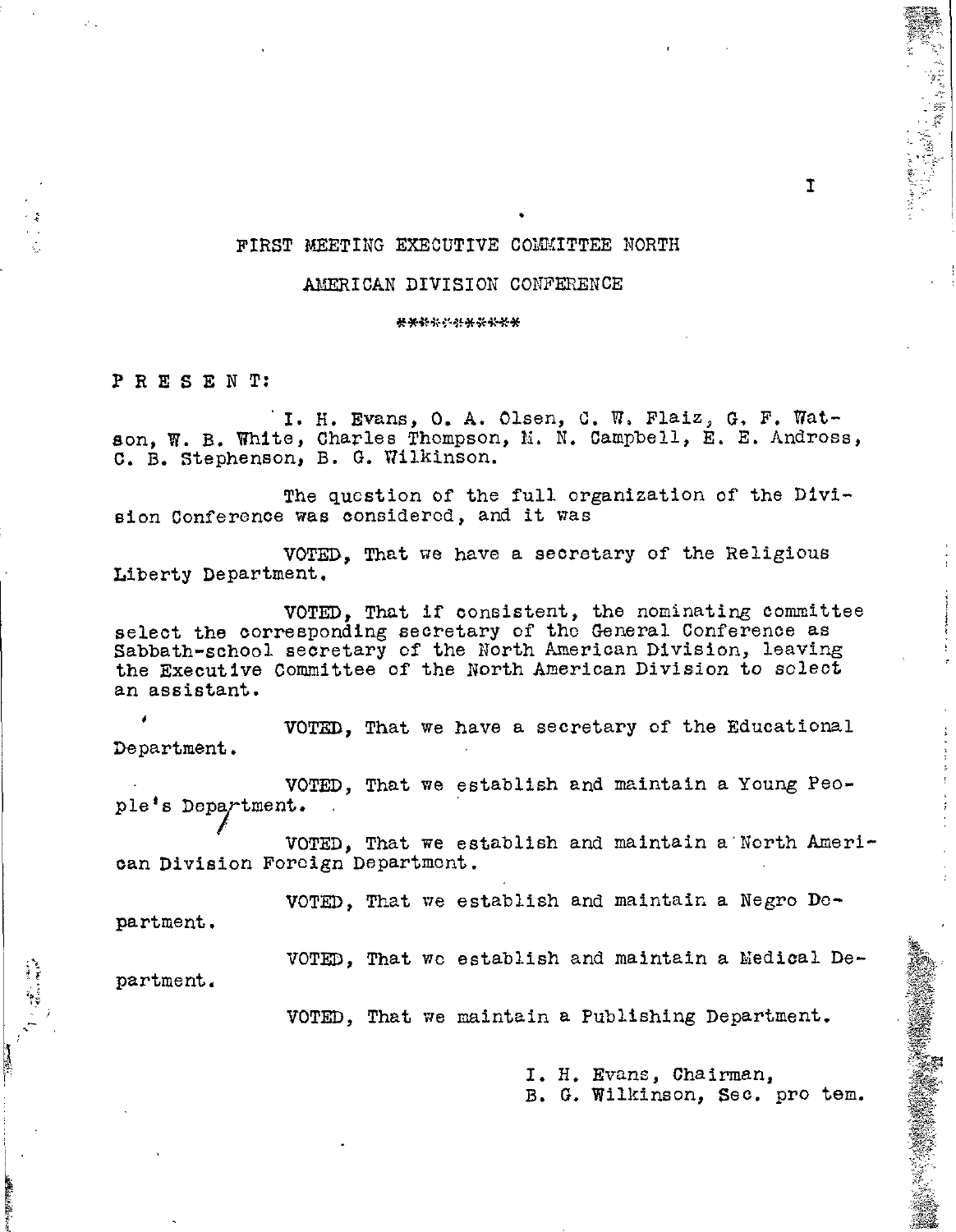## FIRST MEETING EXECUTIVE COMMITTEE NORTH AMERICAN DIVISION CONFERENCE

***********

P R E S E N T:

I. H. Evans, O. A. Olsen, C. W. Flaiz, G. F. Watson, W. B. White, Charles Thompson, M. N. Campbell, E. E. Andross, C. B. Stephenson, B. G. Wilkinson.

The question of the full organization of the Division Conference was considered, and it was

VOTED, That we have a secretary of the Religious Liberty Department.

VOTED, That if consistent, the nominating committee select the corresponding secretary of the General Conference as Sabbath-school secretary of the North American Division, leaving the Executive Committee of the North American Division to select an assistant.

VOTED, That we have a secretary of the Educational Department.

VOTED, That we establish and maintain a Young People's Department.

VOTED, That we establish and maintain a North American Division Foreign Department.

VOTED, That we establish and maintain a Negro Department.

VOTED, That we establish and maintain a Medical Department.

VOTED, That we maintain a Publishing Department.

I. H. Evans, Chairman,
B. G. Wilkinson, Sec. pro tem.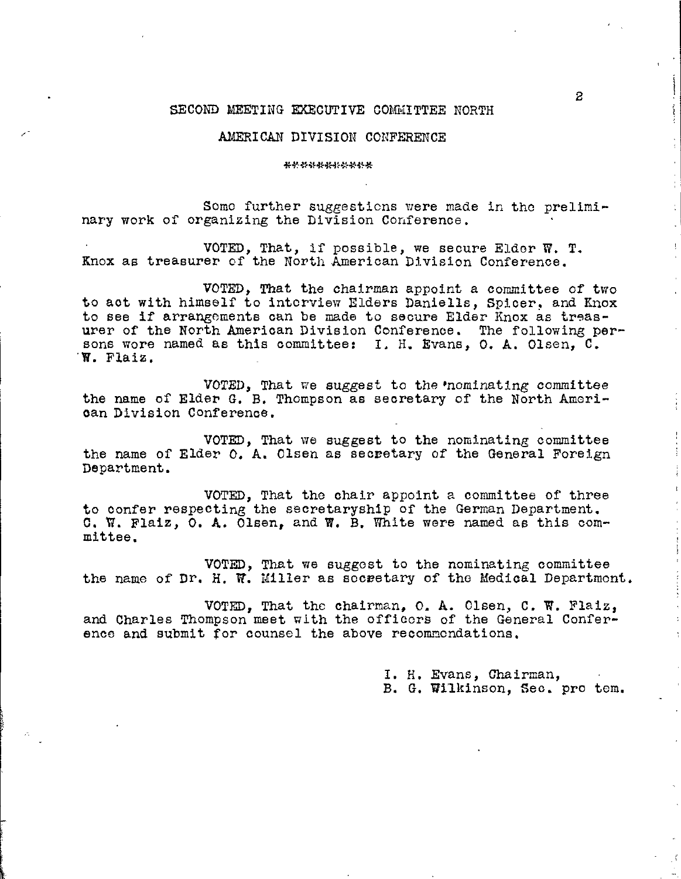## SECOND MEETING EXECUTIVE COMMITTEE NORTH AMERICAN DIVISION CONFERENCE

***********

Some further suggestions were made in the preliminary work of organizing the Division Conference.

VOTED, That, if possible, we secure Elder W. T. Knox as treasurer of the North American Division Conference.

VOTED, That the chairman appoint a committee of two to act with himself to interview Elders Daniells, Spicer, and Knox to see if arrangements can be made to secure Elder Knox as treasurer of the North American Division Conference. The following persons were named as this committee: I. H. Evans, O. A. Olsen, C. W. Flaiz.

VOTED, That we suggest to the nominating committee the name of Elder G. B. Thompson as secretary of the North American Division Conference.

VOTED, That we suggest to the nominating committee the name of Elder O. A. Olsen as secretary of the General Foreign Department.

VOTED, That the chair appoint a committee of three to confer respecting the secretaryship of the German Department. C. W. Flaiz, O. A. Olsen, and W. B. White were named as this committee.

VOTED, That we suggest to the nominating committee the name of Dr. H. W. Miller as secretary of the Medical Department.

VOTED, That the chairman, O. A. Olsen, C. W. Flaiz, and Charles Thompson meet with the officers of the General Conference and submit for counsel the above recommendations.

I. H. Evans, Chairman,
B. G. Wilkinson, Sec. pro tem.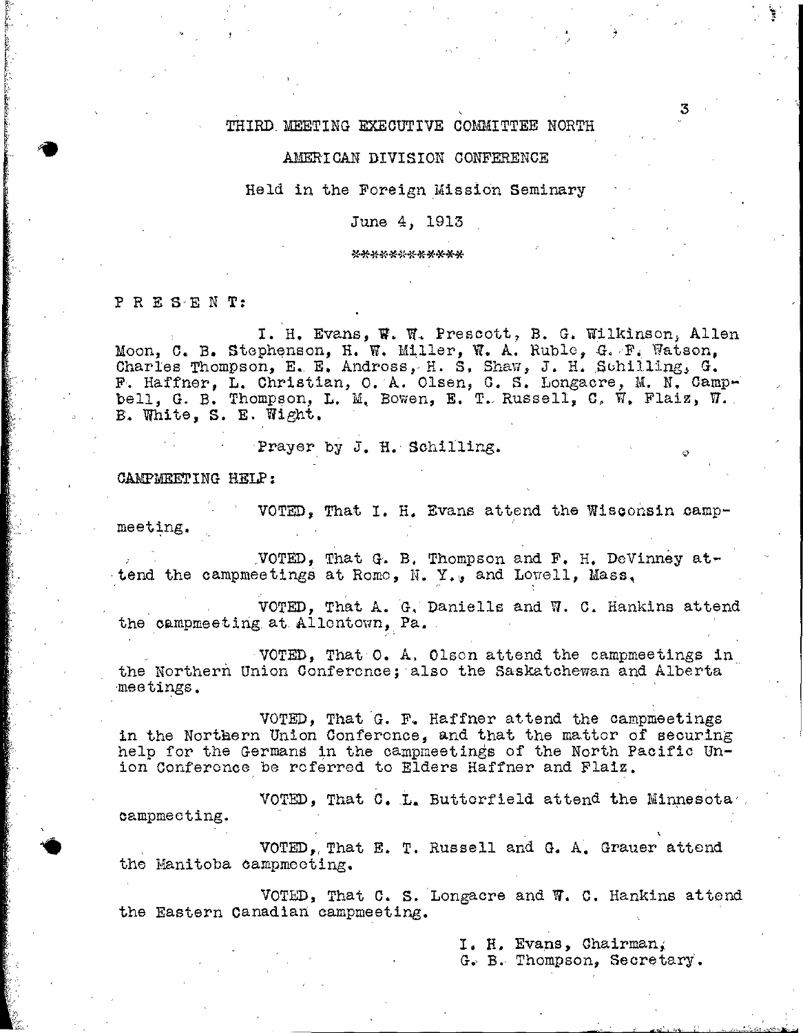# THIRD MEETING EXECUTIVE COMMITTEE NORTH

## AMERICAN DIVISION CONFERENCE

Held in the Foreign Mission Seminary

June 4, 1913

\*\*\*\*\*\*\*\*\*\*\*

P R E S E N T:

I. H. Evans, W. W. Prescott, B. G. Wilkinson, Allen Moon, C. B. Stephenson, H. W. Miller, W. A. Ruble, G. F. Watson, Charles Thompson, E. E. Andross, H. S. Shaw, J. H. Schilling, G. F. Haffner, L. Christian, O. A. Olsen, C. S. Longacre, M. N. Campbell, G. B. Thompson, L. M. Bowen, E. T. Russell, C. W. Flaiz, W. B. White, S. E. Wight.

Prayer by J. H. Schilling.

CAMPMEETING HELP:

VOTED, That I. H. Evans attend the Wisconsin campmeeting.

VOTED, That G. B. Thompson and F. H. DeVinney attend the campmeetings at Rome, N. Y., and Lowell, Mass.

VOTED, That A. G. Daniells and W. C. Hankins attend the campmeeting at Allentown, Pa.

VOTED, That O. A. Olson attend the campmeetings in the Northern Union Conference; also the Saskatchewan and Alberta meetings.

VOTED, That G. F. Haffner attend the campmeetings in the Northern Union Conference, and that the matter of securing help for the Germans in the campmeetings of the North Pacific Union Conference be referred to Elders Haffner and Flaiz.

VOTED, That C. L. Butterfield attend the Minnesota campmeeting.

VOTED, That E. T. Russell and G. A. Grauer attend the Manitoba campmeeting.

VOTED, That C. S. Longacre and W. C. Hankins attend the Eastern Canadian campmeeting.

I. H. Evans, Chairman,
G. B. Thompson, Secretary.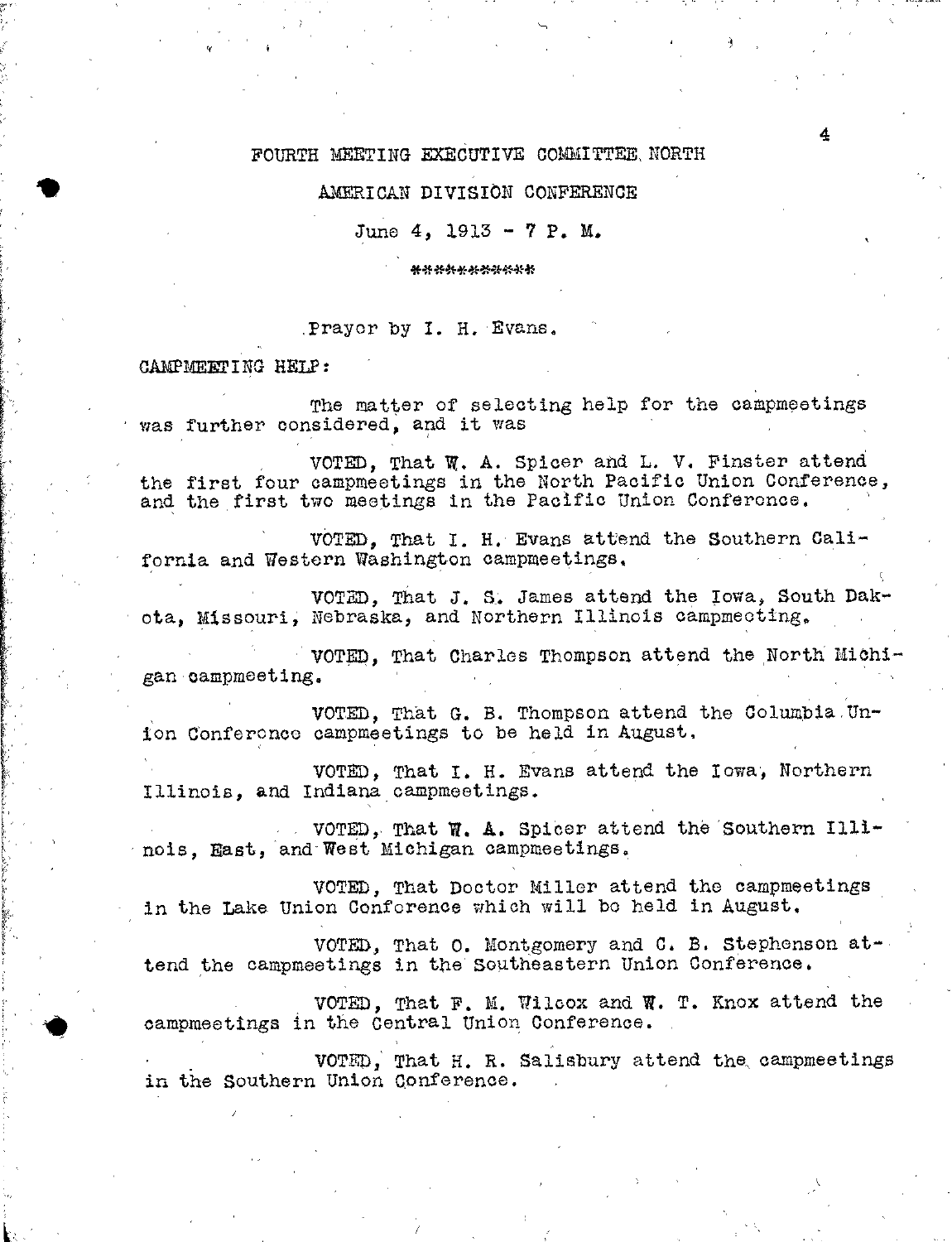# FOURTH MEETING EXECUTIVE COMMITTEE NORTH AMERICAN DIVISION CONFERENCE

June 4, 1913 - 7 P. M.

\*\*\*\*\*\*\*\*\*\*\*

Prayer by I. H. Evans.

CAMPMEETING HELP:

The matter of selecting help for the campmeetings was further considered, and it was

VOTED, That W. A. Spicer and L. V. Finster attend the first four campmeetings in the North Pacific Union Conference, and the first two meetings in the Pacific Union Conference.

VOTED, That I. H. Evans attend the Southern California and Western Washington campmeetings.

VOTED, That J. S. James attend the Iowa, South Dakota, Missouri, Nebraska, and Northern Illinois campmeeting.

VOTED, That Charles Thompson attend the North Michigan campmeeting.

VOTED, That G. B. Thompson attend the Columbia Union Conference campmeetings to be held in August.

VOTED, That I. H. Evans attend the Iowa, Northern Illinois, and Indiana campmeetings.

VOTED, That W. A. Spicer attend the Southern Illinois, East, and West Michigan campmeetings.

VOTED, That Doctor Miller attend the campmeetings in the Lake Union Conference which will be held in August.

VOTED, That O. Montgomery and C. B. Stephenson attend the campmeetings in the Southeastern Union Conference.

VOTED, That F. M. Wilcox and W. T. Knox attend the campmeetings in the Central Union Conference.

VOTED, That H. R. Salisbury attend the campmeetings in the Southern Union Conference.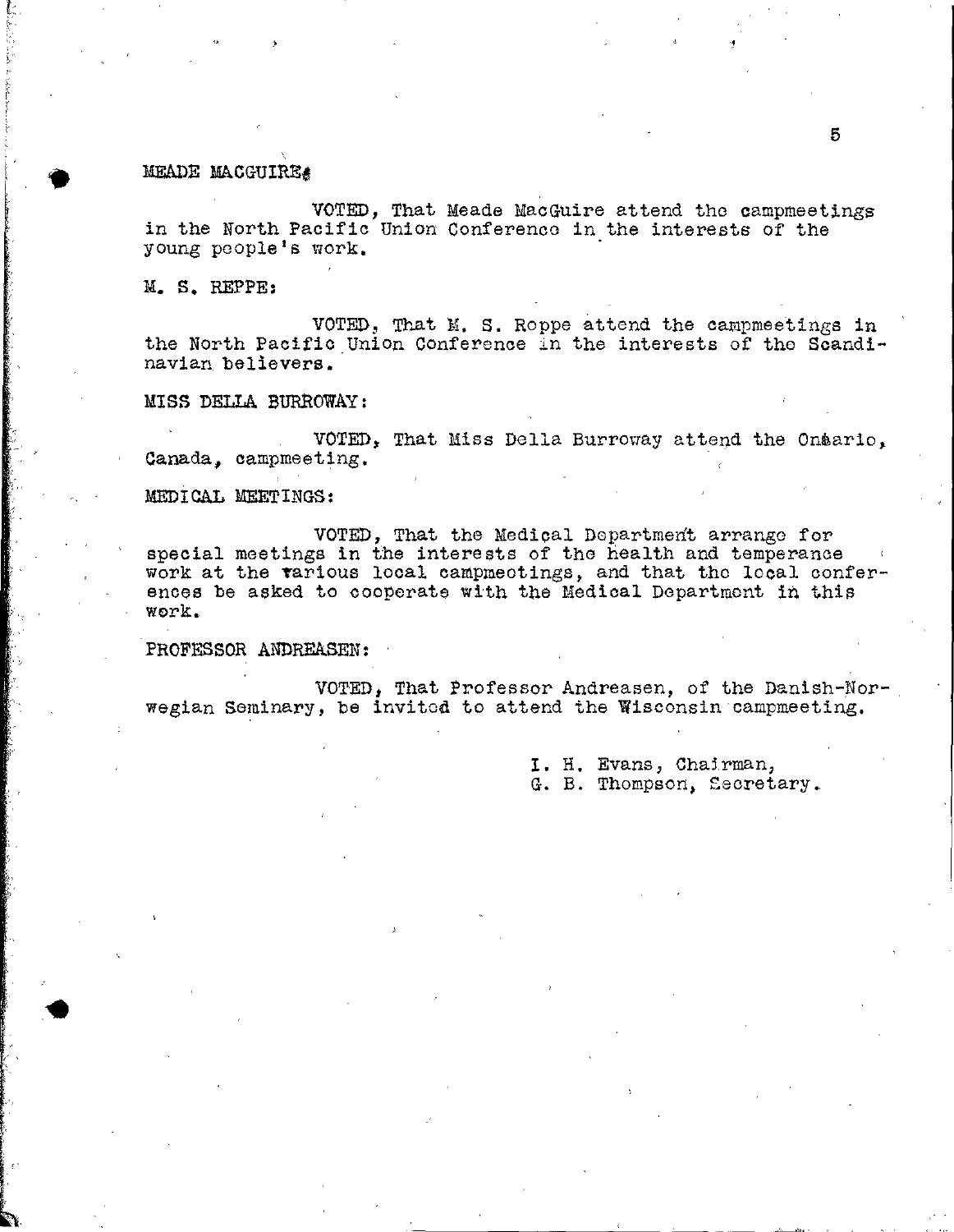MEADE MACGUIRE:

VOTED, That Meade MacGuire attend the campmeetings in the North Pacific Union Conference in the interests of the young people's work.

M. S. REPPE:

VOTED, That M. S. Roppe attend the campmeetings in the North Pacific Union Conference in the interests of the Scandinavian believers.

MISS DELLA BURROWAY:

VOTED, That Miss Della Burroway attend the Ontario, Canada, campmeeting.

MEDICAL MEETINGS:

VOTED, That the Medical Department arrange for special meetings in the interests of the health and temperance work at the various local campmeetings, and that the local conferences be asked to cooperate with the Medical Department in this work.

PROFESSOR ANDREASEN:

VOTED, That Professor Andreasen, of the Danish-Norwegian Seminary, be invited to attend the Wisconsin campmeeting.

I. H. Evans, Chairman,
G. B. Thompson, Secretary.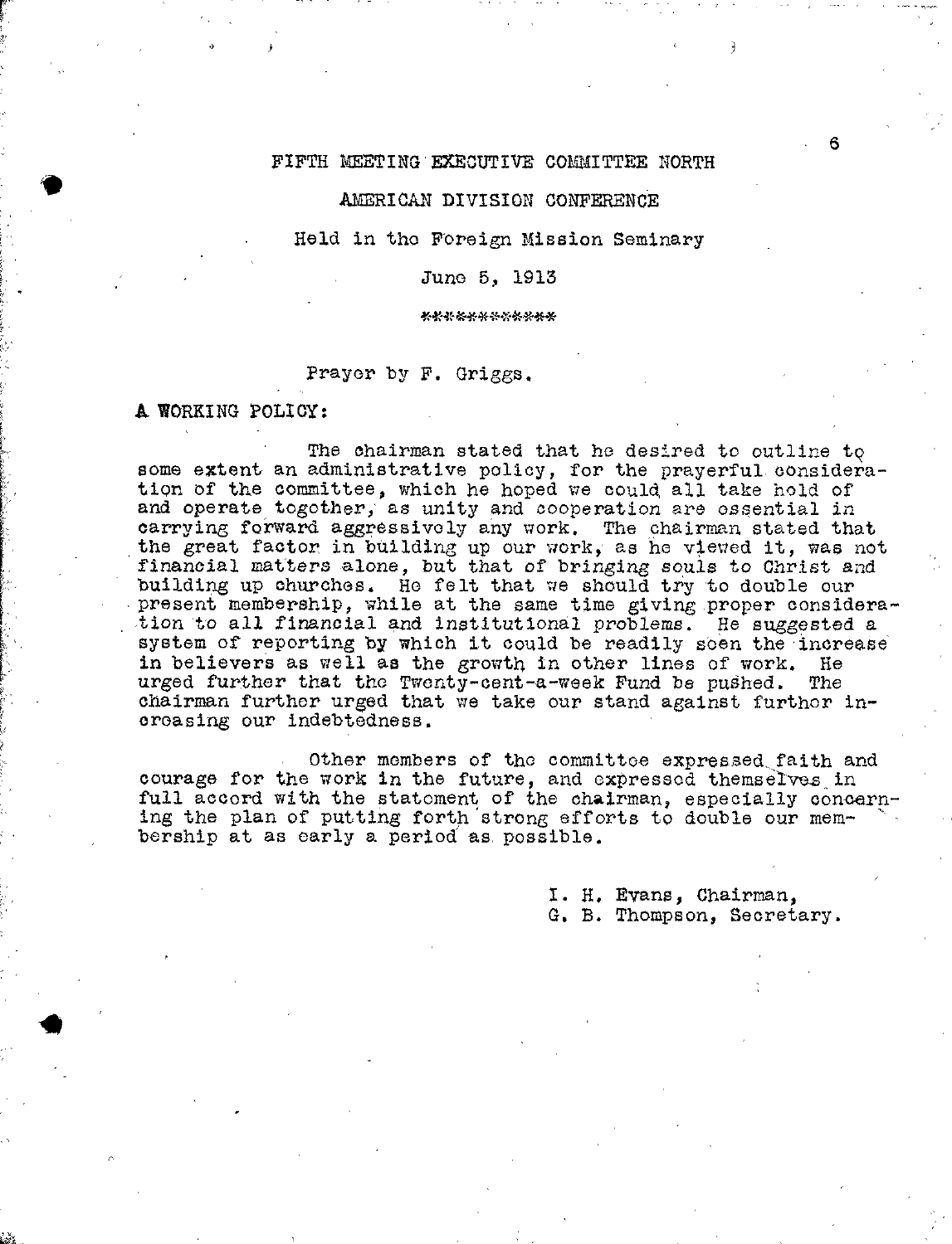FIFTH MEETING EXECUTIVE COMMITTEE NORTH

AMERICAN DIVISION CONFERENCE

Held in the Foreign Mission Seminary

June 5, 1913

************

Prayer by F. Griggs.

**A WORKING POLICY:**

The chairman stated that he desired to outline to some extent an administrative policy, for the prayerful consideration of the committee, which he hoped we could all take hold of and operate together, as unity and cooperation are essential in carrying forward aggressively any work. The chairman stated that the great factor in building up our work, as he viewed it, was not financial matters alone, but that of bringing souls to Christ and building up churches. He felt that we should try to double our present membership, while at the same time giving proper consideration to all financial and institutional problems. He suggested a system of reporting by which it could be readily seen the increase in believers as well as the growth in other lines of work. He urged further that the Twenty-cent-a-week Fund be pushed. The chairman further urged that we take our stand against further increasing our indebtedness.

Other members of the committee expressed faith and courage for the work in the future, and expressed themselves in full accord with the statement of the chairman, especially concerning the plan of putting forth strong efforts to double our membership at as early a period as possible.

I. H. Evans, Chairman,
G. B. Thompson, Secretary.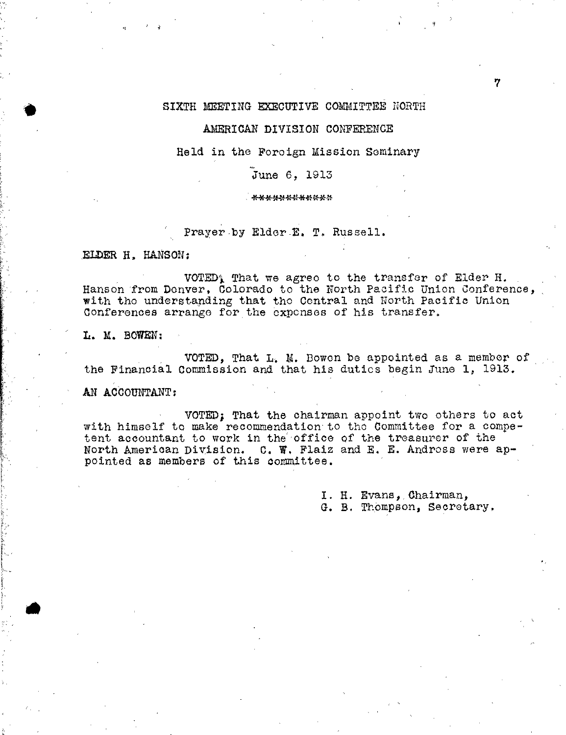# SIXTH MEETING EXECUTIVE COMMITTEE NORTH AMERICAN DIVISION CONFERENCE

Held in the Foreign Mission Seminary

June 6, 1913

************

Prayer by Elder E. T. Russell.

ELDER H. HANSON:

VOTED, That we agree to the transfer of Elder H. Hanson from Denver, Colorado to the North Pacific Union Conference, with the understanding that the Central and North Pacific Union Conferences arrange for the expenses of his transfer.

L. M. BOWEN:

VOTED, That L. M. Bowen be appointed as a member of the Financial Commission and that his duties begin June 1, 1913.

AN ACCOUNTANT:

VOTED; That the chairman appoint two others to act with himself to make recommendation to the Committee for a competent accountant to work in the office of the treasurer of the North American Division. C. W. Flaiz and E. E. Andross were appointed as members of this committee.

I. H. Evans, Chairman,
G. B. Thompson, Secretary.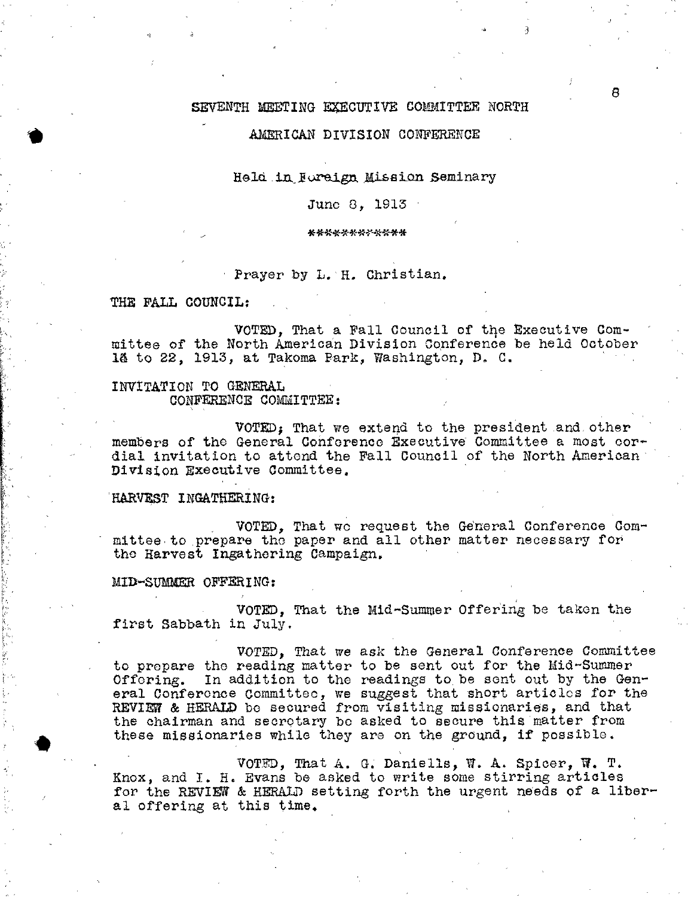# SEVENTH MEETING EXECUTIVE COMMITTEE NORTH AMERICAN DIVISION CONFERENCE

Held in Foreign Mission Seminary

June 8, 1913

************

Prayer by L. H. Christian.

THE FALL COUNCIL:

VOTED, That a Fall Council of the Executive Committee of the North American Division Conference be held October 14 to 22, 1913, at Takoma Park, Washington, D. C.

INVITATION TO GENERAL CONFERENCE COMMITTEE:

VOTED; That we extend to the president and other members of the General Conference Executive Committee a most cordial invitation to attend the Fall Council of the North American Division Executive Committee.

HARVEST INGATHERING:

VOTED, That we request the General Conference Committee to prepare the paper and all other matter necessary for the Harvest Ingathering Campaign.

MID-SUMMER OFFERING:

VOTED, That the Mid-Summer Offering be taken the first Sabbath in July.

VOTED, That we ask the General Conference Committee to prepare the reading matter to be sent out for the Mid-Summer Offering. In addition to the readings to be sent out by the General Conference Committee, we suggest that short articles for the REVIEW & HERALD be secured from visiting missionaries, and that the chairman and secretary be asked to secure this matter from these missionaries while they are on the ground, if possible.

VOTED, That A. G. Daniells, W. A. Spicer, W. T. Knox, and I. H. Evans be asked to write some stirring articles for the REVIEW & HERALD setting forth the urgent needs of a liberal offering at this time.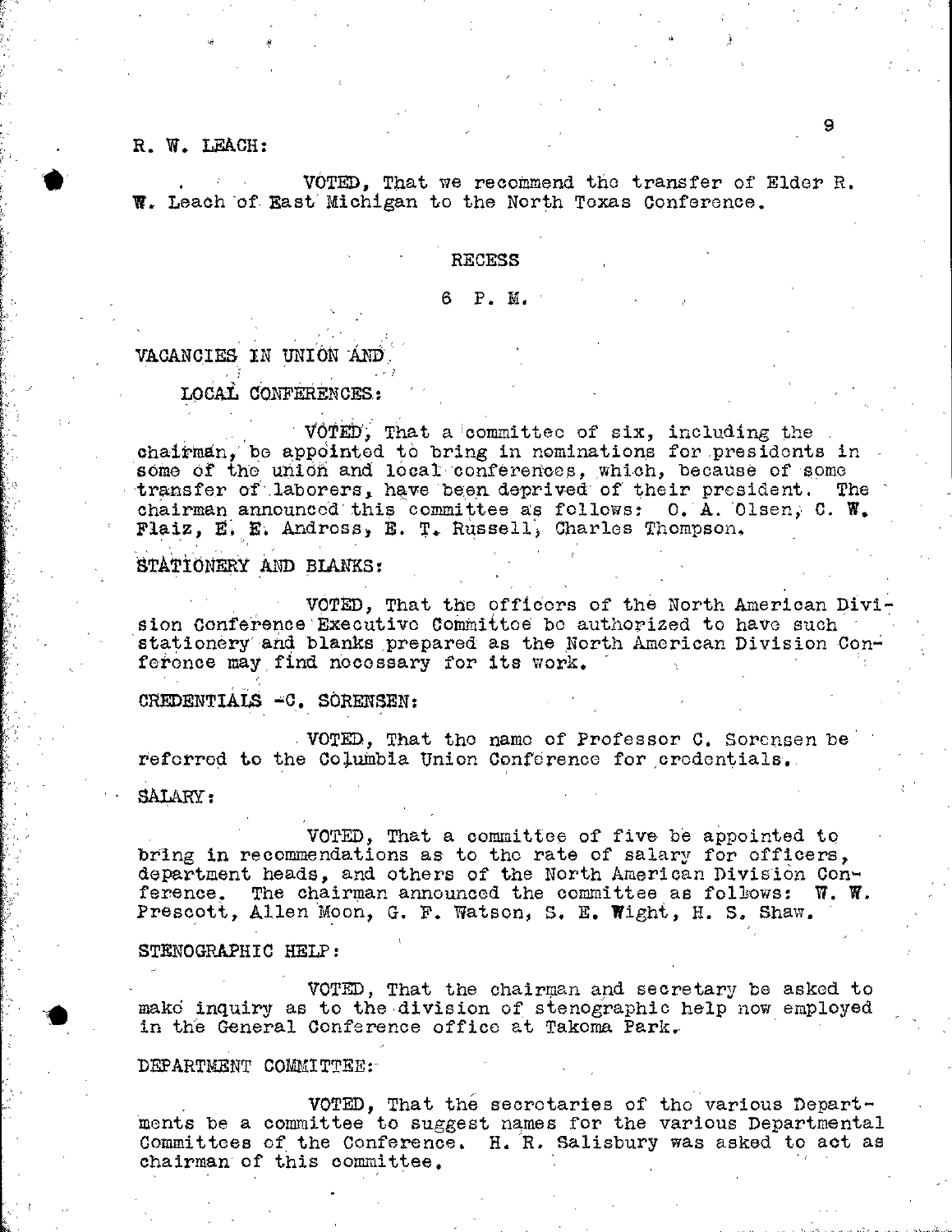R. W. LEACH:

VOTED, That we recommend the transfer of Elder R. W. Leach of East Michigan to the North Texas Conference.

RECESS

6 P. M.

VACANCIES IN UNION AND

LOCAL CONFERENCES:

VOTED, That a committee of six, including the chairman, be appointed to bring in nominations for presidents in some of the union and local conferences, which, because of some transfer of laborers, have been deprived of their president. The chairman announced this committee as follows: O. A. Olsen, C. W. Flaiz, E. E. Andross, E. T. Russell, Charles Thompson.

STATIONERY AND BLANKS:

VOTED, That the officers of the North American Division Conference Executive Committee be authorized to have such stationery and blanks prepared as the North American Division Conference may find necessary for its work.

CREDENTIALS -C. SORENSEN:

VOTED, That the name of Professor C. Sorensen be referred to the Columbia Union Conference for credentials.

SALARY:

VOTED, That a committee of five be appointed to bring in recommendations as to the rate of salary for officers, department heads, and others of the North American Division Conference. The chairman announced the committee as follows: W. W. Prescott, Allen Moon, G. F. Watson, S. E. Wight, H. S. Shaw.

STENOGRAPHIC HELP:

VOTED, That the chairman and secretary be asked to make inquiry as to the division of stenographic help now employed in the General Conference office at Takoma Park.

DEPARTMENT COMMITTEE:

VOTED, That the secretaries of the various Departments be a committee to suggest names for the various Departmental Committees of the Conference. H. R. Salisbury was asked to act as chairman of this committee.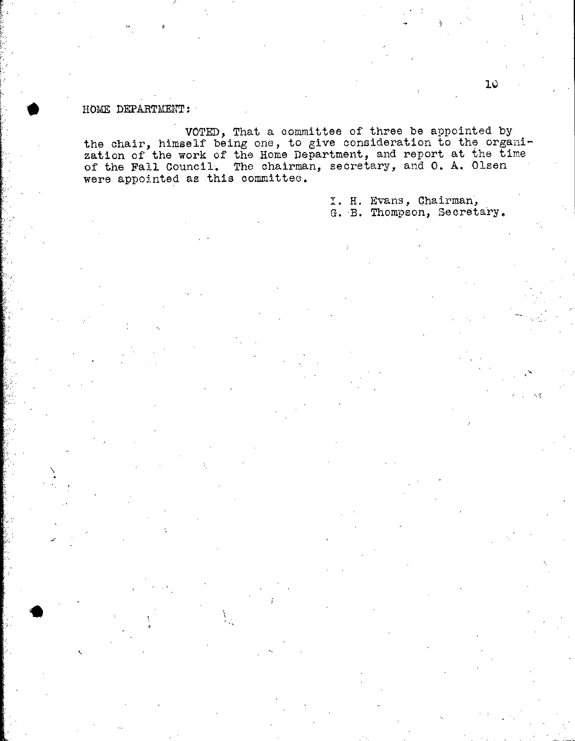HOME DEPARTMENT:

VOTED, That a committee of three be appointed by the chair, himself being one, to give consideration to the organization of the work of the Home Department, and report at the time of the Fall Council. The chairman, secretary, and O. A. Olsen were appointed as this committee.

I. H. Evans, Chairman,
G. B. Thompson, Secretary.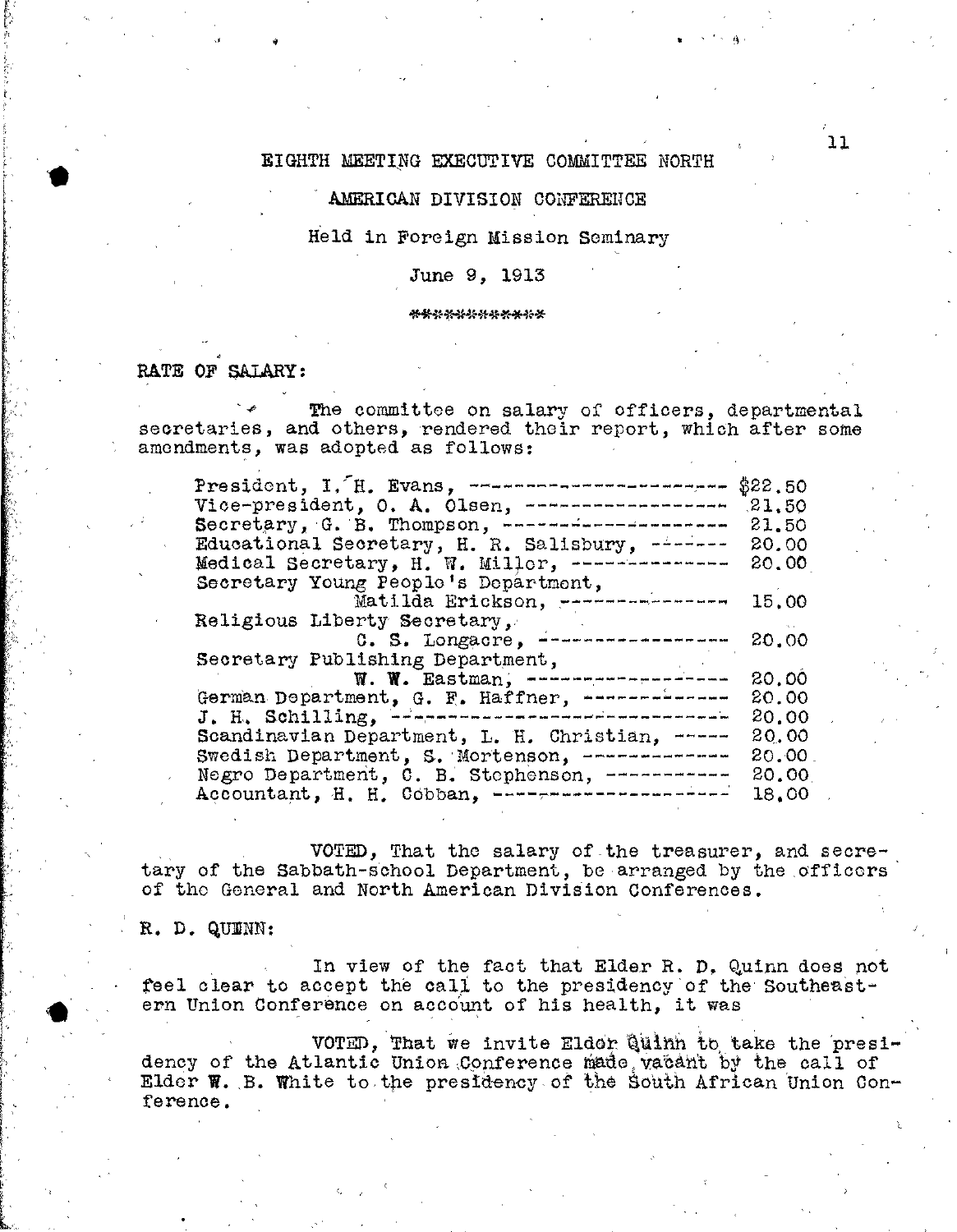EIGHTH MEETING EXECUTIVE COMMITTEE NORTH

AMERICAN DIVISION CONFERENCE

Held in Foreign Mission Seminary

June 9, 1913

\*\*\*\*\*\*\*\*\*\*\*\*

RATE OF SALARY:

The committee on salary of officers, departmental secretaries, and others, rendered their report, which after some amendments, was adopted as follows:

| | |
|---|---|
| President, I. H. Evans, ---------------------- | $22.50 |
| Vice-president, O. A. Olsen, ------------------ | 21.50 |
| Secretary, G. B. Thompson, -------------------- | 21.50 |
| Educational Secretary, H. R. Salisbury, ------- | 20.00 |
| Medical Secretary, H. W. Miller, -------------- | 20.00 |
| Secretary Young People's Department, Matilda Erickson, -------------- | 15.00 |
| Religious Liberty Secretary, C. S. Longacre, ----------------- | 20.00 |
| Secretary Publishing Department, W. W. Eastman, ------------------ | 20.00 |
| German Department, G. F. Haffner, ------------- | 20.00 |
| J. H. Schilling, ------------------------------ | 20.00 |
| Scandinavian Department, L. H. Christian, ----- | 20.00 |
| Swedish Department, S. Mortenson, ------------- | 20.00 |
| Negro Department, C. B. Stephenson, ----------- | 20.00 |
| Accountant, H. H. Cobban, --------------------- | 18.00 |

VOTED, That the salary of the treasurer, and secretary of the Sabbath-school Department, be arranged by the officers of the General and North American Division Conferences.

R. D. QUINN:

In view of the fact that Elder R. D. Quinn does not feel clear to accept the call to the presidency of the Southeastern Union Conference on account of his health, it was

VOTED, That we invite Elder Quinn to take the presidency of the Atlantic Union Conference made vacant by the call of Elder W. B. White to the presidency of the South African Union Conference.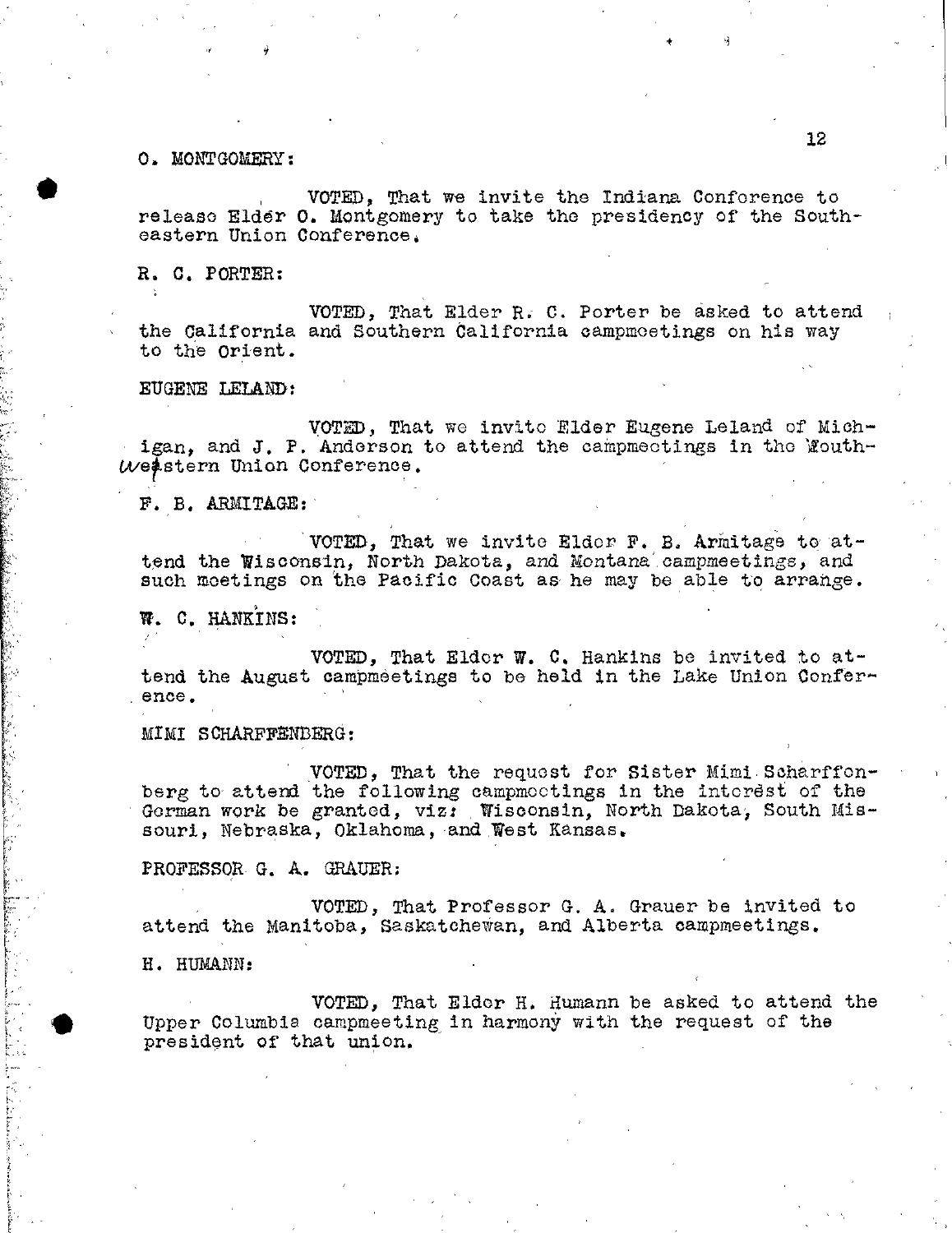O. MONTGOMERY:

VOTED, That we invite the Indiana Conference to release Elder O. Montgomery to take the presidency of the Southeastern Union Conference.

R. C. PORTER:

VOTED, That Elder R. C. Porter be asked to attend the California and Southern California campmeetings on his way to the Orient.

EUGENE LELAND:

VOTED, That we invite Elder Eugene Leland of Michigan, and J. P. Anderson to attend the campmeetings in the Southwestern Union Conference.

F. B. ARMITAGE:

VOTED, That we invite Elder F. B. Armitage to attend the Wisconsin, North Dakota, and Montana campmeetings, and such meetings on the Pacific Coast as he may be able to arrange.

W. C. HANKINS:

VOTED, That Elder W. C. Hankins be invited to attend the August campmeetings to be held in the Lake Union Conference.

MIMI SCHARFFENBERG:

VOTED, That the request for Sister Mimi Scharffenberg to attend the following campmeetings in the interest of the German work be granted, viz: Wisconsin, North Dakota, South Missouri, Nebraska, Oklahoma, and West Kansas.

PROFESSOR G. A. GRAUER:

VOTED, That Professor G. A. Grauer be invited to attend the Manitoba, Saskatchewan, and Alberta campmeetings.

H. HUMANN:

VOTED, That Elder H. Humann be asked to attend the Upper Columbia campmeeting in harmony with the request of the president of that union.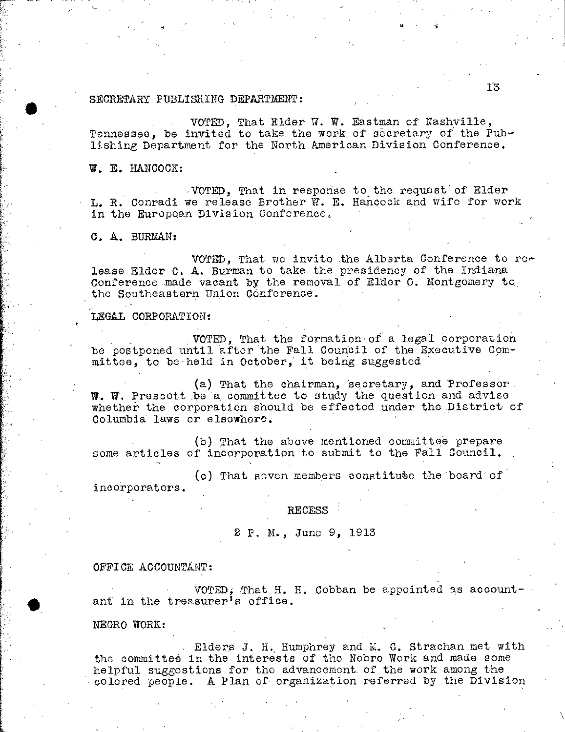SECRETARY PUBLISHING DEPARTMENT:

VOTED, That Elder W. W. Eastman of Nashville, Tennessee, be invited to take the work of secretary of the Publishing Department for the North American Division Conference.

W. E. HANCOCK:

VOTED, That in response to the request of Elder L. R. Conradi we release Brother W. E. Hancock and wife for work in the European Division Conference.

C. A. BURMAN:

VOTED, That we invite the Alberta Conference to release Elder C. A. Burman to take the presidency of the Indiana Conference made vacant by the removal of Elder O. Montgomery to the Southeastern Union Conference.

LEGAL CORPORATION:

VOTED, That the formation of a legal corporation be postponed until after the Fall Council of the Executive Committee, to be held in October, it being suggested

(a) That the chairman, secretary, and Professor W. W. Prescott be a committee to study the question and advise whether the corporation should be effected under the District of Columbia laws or elsewhere.

(b) That the above mentioned committee prepare some articles of incorporation to submit to the Fall Council.

(c) That seven members constitute the board of incorporators.

RECESS

2 P. M., June 9, 1913

OFFICE ACCOUNTANT:

VOTED, That H. H. Cobban be appointed as accountant in the treasurer's office.

NEGRO WORK:

Elders J. H. Humphrey and M. C. Strachan met with the committee in the interests of the Nebro Work and made some helpful suggestions for the advancement of the work among the colored people. A Plan of organization referred by the Division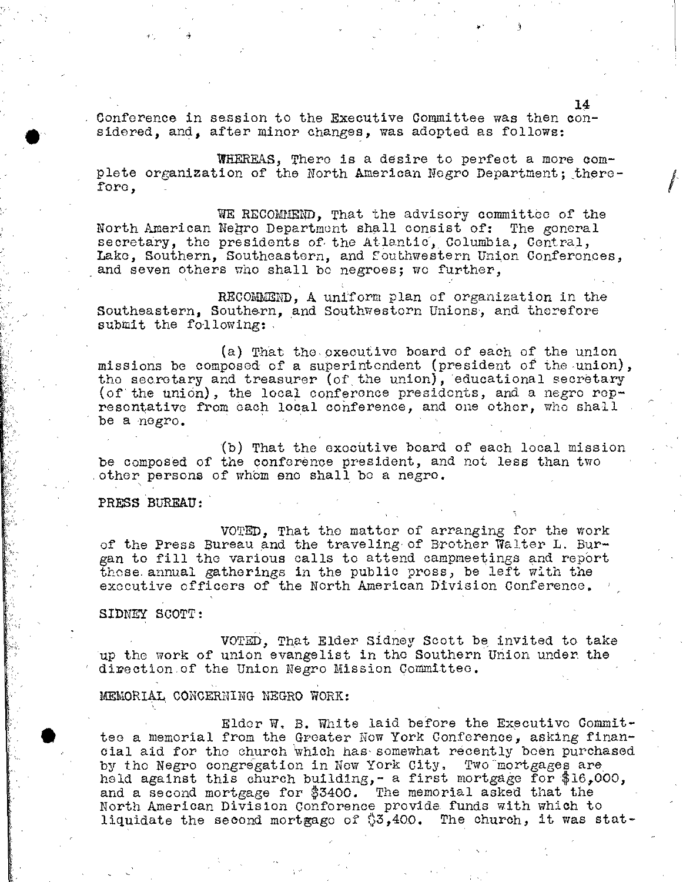Conference in session to the Executive Committee was then considered, and, after minor changes, was adopted as follows:

WHEREAS, There is a desire to perfect a more complete organization of the North American Negro Department; therefore,

WE RECOMMEND, That the advisory committee of the North American Negro Department shall consist of: The general secretary, the presidents of the Atlantic, Columbia, Central, Lake, Southern, Southeastern, and Southwestern Union Conferences, and seven others who shall be negroes; we further,

RECOMMEND, A uniform plan of organization in the Southeastern, Southern, and Southwestern Unions, and therefore submit the following:

(a) That the executive board of each of the union missions be composed of a superintendent (president of the union), the secretary and treasurer (of the union), educational secretary (of the union), the local conference presidents, and a negro representative from each local conference, and one other, who shall be a negro.

(b) That the executive board of each local mission be composed of the conference president, and not less than two other persons of whom ene shall be a negro.

PRESS BUREAU:

VOTED, That the matter of arranging for the work of the Press Bureau and the traveling of Brother Walter L. Burgan to fill the various calls to attend campmeetings and report these annual gatherings in the public press, be left with the executive officers of the North American Division Conference.

SIDNEY SCOTT:

VOTED, That Elder Sidney Scott be invited to take up the work of union evangelist in the Southern Union under the direction of the Union Negro Mission Committee.

MEMORIAL CONCERNING NEGRO WORK:

Elder W. B. White laid before the Executive Committee a memorial from the Greater New York Conference, asking financial aid for the church which has somewhat recently been purchased by the Negro congregation in New York City. Two mortgages are held against this church building,- a first mortgage for $16,000, and a second mortgage for $3400. The memorial asked that the North American Division Conference provide funds with which to liquidate the second mortgage of $3,400. The church, it was stat-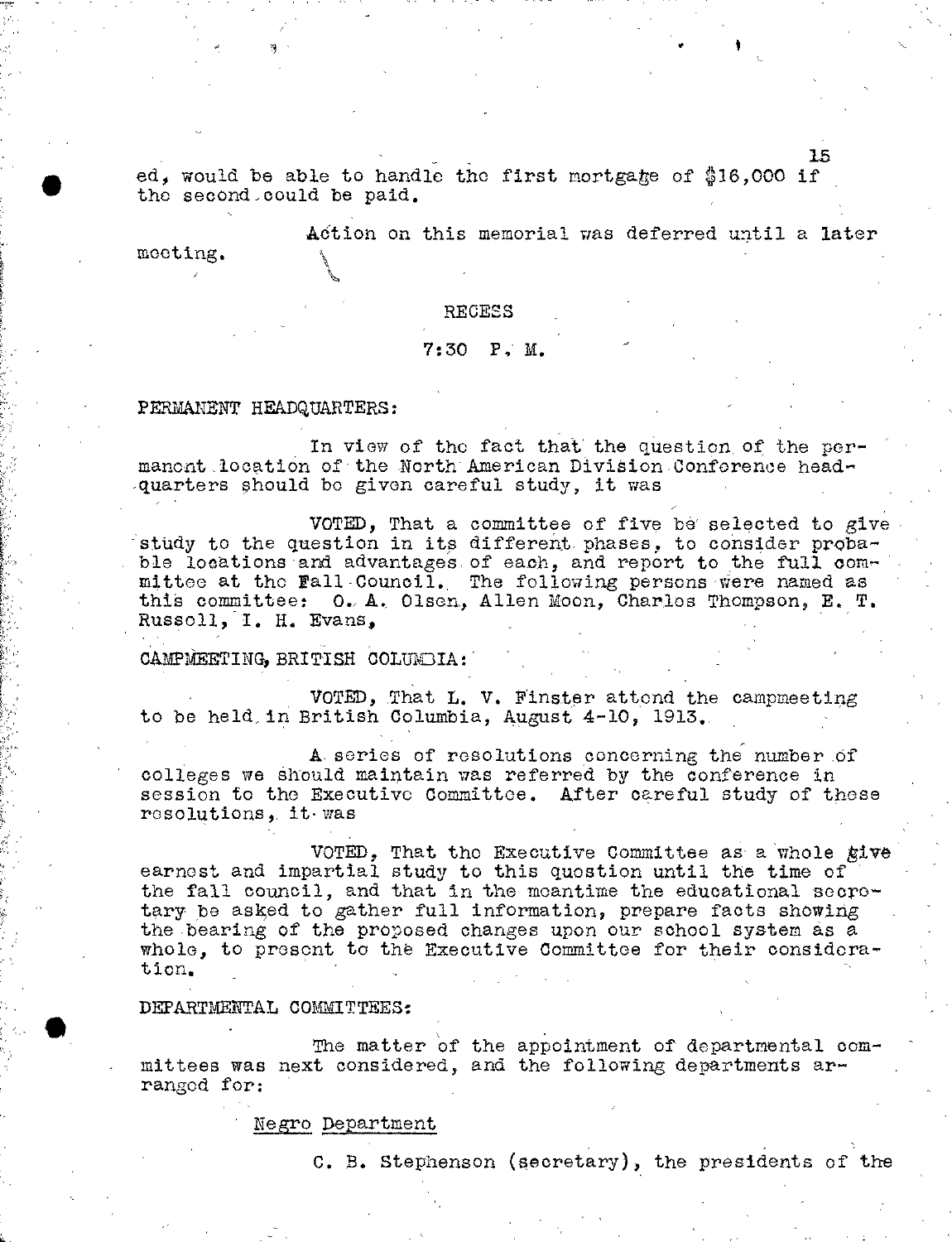ed, would be able to handle the first mortgage of $16,000 if the second could be paid.

Action on this memorial was deferred until a later meeting.

RECESS

7:30 P. M.

PERMANENT HEADQUARTERS:

In view of the fact that the question of the permanent location of the North American Division Conference headquarters should be given careful study, it was

VOTED, That a committee of five be selected to give study to the question in its different phases, to consider probable locations and advantages of each, and report to the full committee at the Fall Council. The following persons were named as this committee: O. A. Olsen, Allen Moon, Charles Thompson, E. T. Russell, I. H. Evans,

CAMPMEETING, BRITISH COLUMBIA:

VOTED, That L. V. Finster attend the campmeeting to be held in British Columbia, August 4-10, 1913.

A series of resolutions concerning the number of colleges we should maintain was referred by the conference in session to the Executive Committee. After careful study of these resolutions, it was

VOTED, That the Executive Committee as a whole give earnest and impartial study to this question until the time of the fall council, and that in the meantime the educational secretary be asked to gather full information, prepare facts showing the bearing of the proposed changes upon our school system as a whole, to present to the Executive Committee for their consideration.

DEPARTMENTAL COMMITTEES:

The matter of the appointment of departmental committees was next considered, and the following departments arranged for:

Negro Department

C. B. Stephenson (secretary), the presidents of the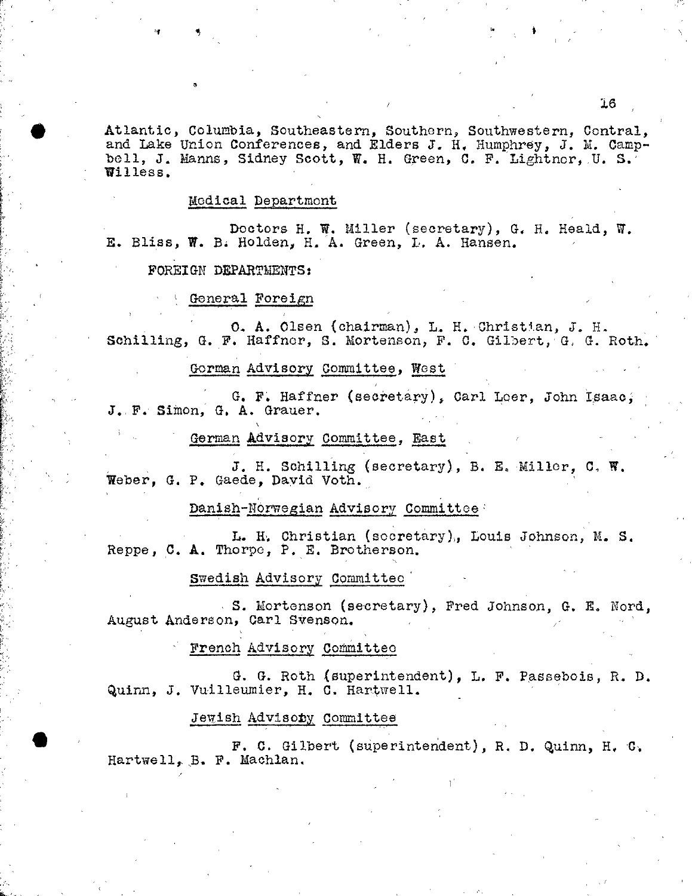Atlantic, Columbia, Southeastern, Southern, Southwestern, Central, and Lake Union Conferences, and Elders J. H. Humphrey, J. M. Campbell, J. Manns, Sidney Scott, W. H. Green, C. F. Lightner, U. S. Willess.

Medical Department

Doctors H. W. Miller (secretary), G. H. Heald, W. E. Bliss, W. B. Holden, H. A. Green, L. A. Hansen.

FOREIGN DEPARTMENTS:

General Foreign

O. A. Olsen (chairman), L. H. Christian, J. H. Schilling, G. F. Haffner, S. Mortenson, F. C. Gilbert, G. G. Roth.

German Advisory Committee, West

G. F. Haffner (secretary), Carl Loer, John Isaac, J. F. Simon, G. A. Grauer.

German Advisory Committee, East

J. H. Schilling (secretary), B. E. Miller, C. W. Weber, G. P. Gaede, David Voth.

Danish-Norwegian Advisory Committee

L. H. Christian (secretary), Louis Johnson, M. S. Reppe, C. A. Thorpe, P. E. Brotherson.

Swedish Advisory Committee

S. Mortenson (secretary), Fred Johnson, G. E. Nord, August Anderson, Carl Svenson.

French Advisory Committee

G. G. Roth (superintendent), L. F. Passebois, R. D. Quinn, J. Vuilleumier, H. C. Hartwell.

Jewish Advisory Committee

F. C. Gilbert (superintendent), R. D. Quinn, H. C. Hartwell, B. F. Machlan.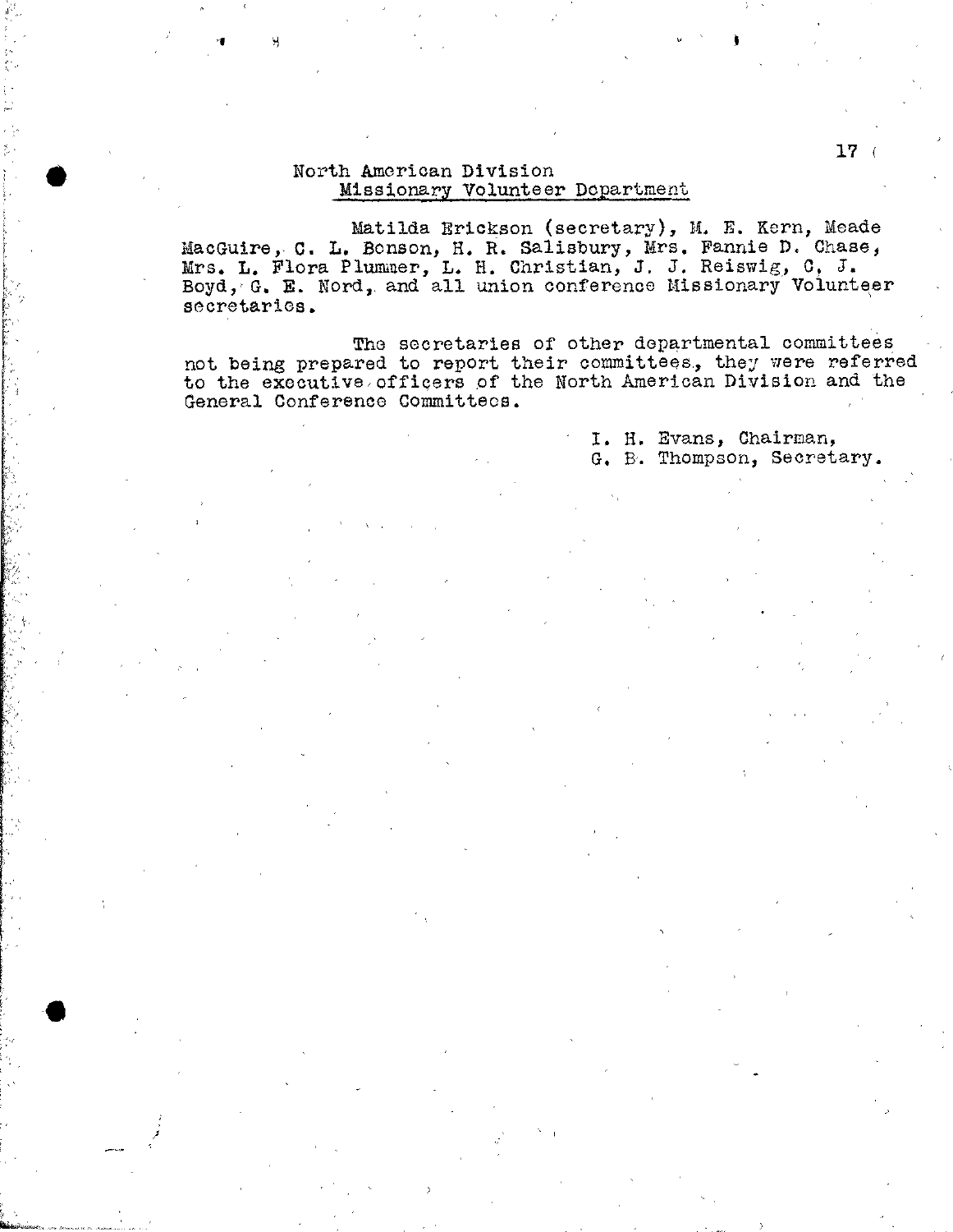## North American Division
### Missionary Volunteer Department

Matilda Erickson (secretary), M. E. Kern, Meade MacGuire, C. L. Benson, H. R. Salisbury, Mrs. Fannie D. Chase, Mrs. L. Flora Plummer, L. H. Christian, J. J. Reiswig, C. J. Boyd, G. E. Nord, and all union conference Missionary Volunteer secretaries.

The secretaries of other departmental committees not being prepared to report their committees, they were referred to the executive officers of the North American Division and the General Conference Committees.

I. H. Evans, Chairman,
G. B. Thompson, Secretary.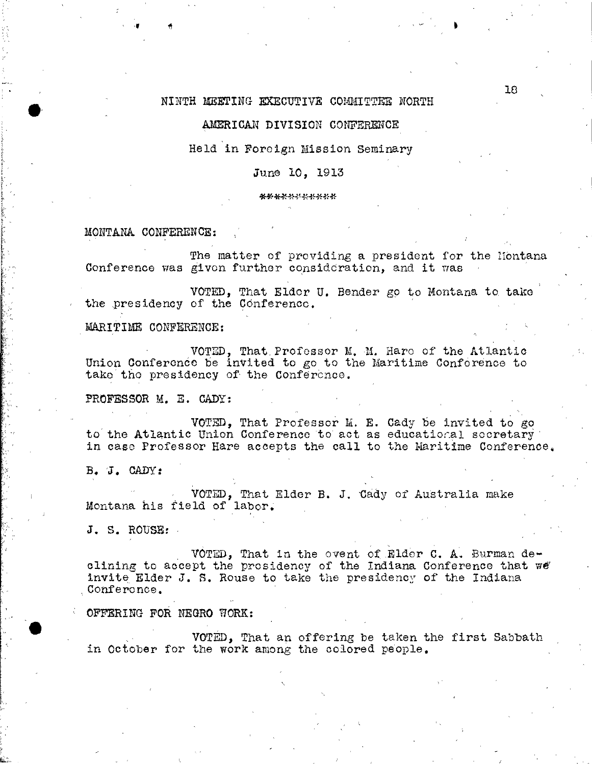NINTH MEETING EXECUTIVE COMMITTEE NORTH

AMERICAN DIVISION CONFERENCE

Held in Foreign Mission Seminary

June 10, 1913

\*\*\*\*\*\*\*\*\*\*\*

MONTANA CONFERENCE:

The matter of providing a president for the Montana Conference was given further consideration, and it was

VOTED, That Elder U. Bender go to Montana to take the presidency of the Conference.

MARITIME CONFERENCE:

VOTED, That Professor M. M. Hare of the Atlantic Union Conference be invited to go to the Maritime Conference to take the presidency of the Conference.

PROFESSOR M. E. CADY:

VOTED, That Professor M. E. Cady be invited to go to the Atlantic Union Conference to act as educational secretary in case Professor Hare accepts the call to the Maritime Conference.

B. J. CADY:

VOTED, That Elder B. J. Cady of Australia make Montana his field of labor.

J. S. ROUSE:

VOTED, That in the event of Elder C. A. Burman declining to accept the presidency of the Indiana Conference that we invite Elder J. S. Rouse to take the presidency of the Indiana Conference.

OFFERING FOR NEGRO WORK:

VOTED, That an offering be taken the first Sabbath in October for the work among the colored people.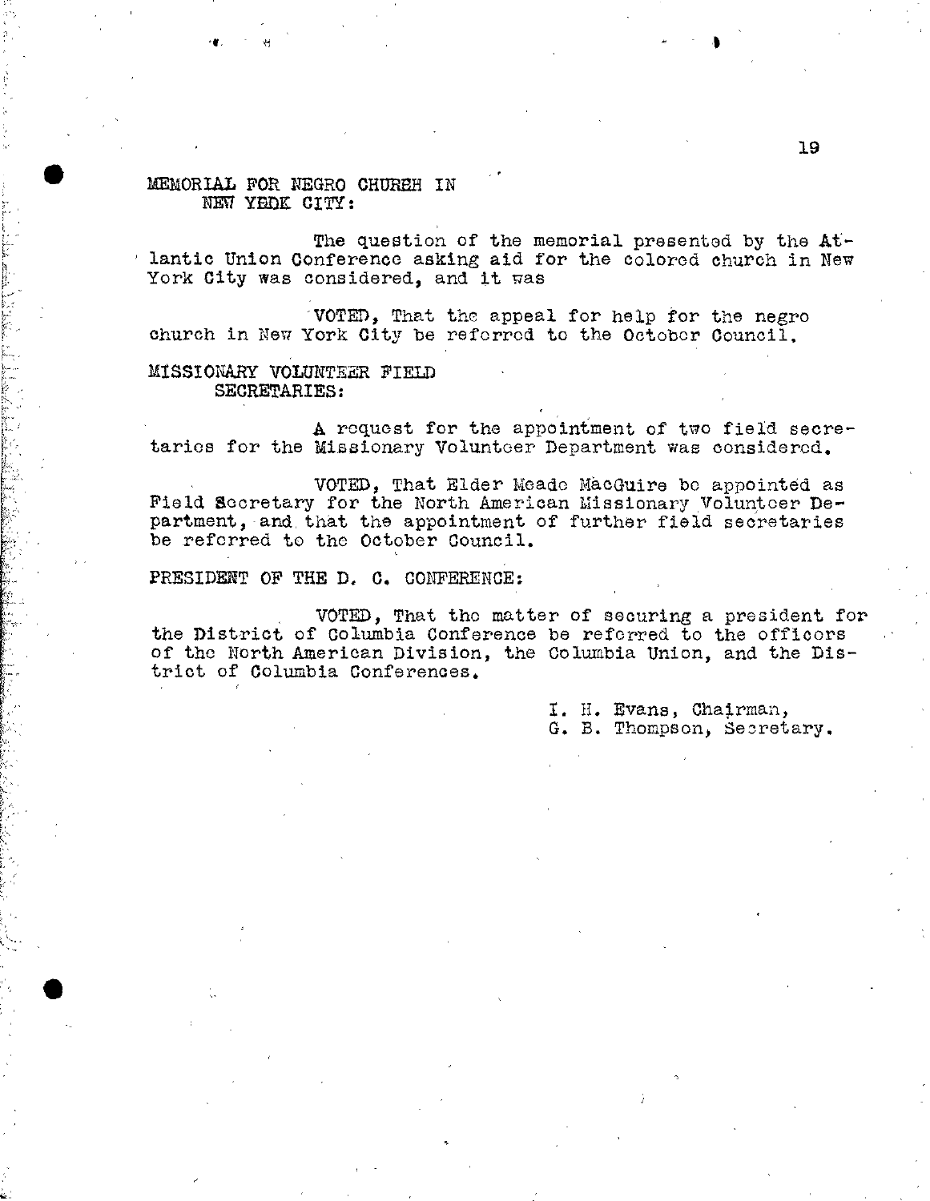MEMORIAL FOR NEGRO CHURCH IN NEW YORK CITY:

The question of the memorial presented by the Atlantic Union Conference asking aid for the colored church in New York City was considered, and it was

VOTED, That the appeal for help for the negro church in New York City be referred to the October Council.

MISSIONARY VOLUNTEER FIELD SECRETARIES:

A request for the appointment of two field secretaries for the Missionary Volunteer Department was considered.

VOTED, That Elder Meade MacGuire be appointed as Field Secretary for the North American Missionary Volunteer Department, and that the appointment of further field secretaries be referred to the October Council.

PRESIDENT OF THE D. C. CONFERENCE:

VOTED, That the matter of securing a president for the District of Columbia Conference be referred to the officers of the North American Division, the Columbia Union, and the District of Columbia Conferences.

I. H. Evans, Chairman,
G. B. Thompson, Secretary.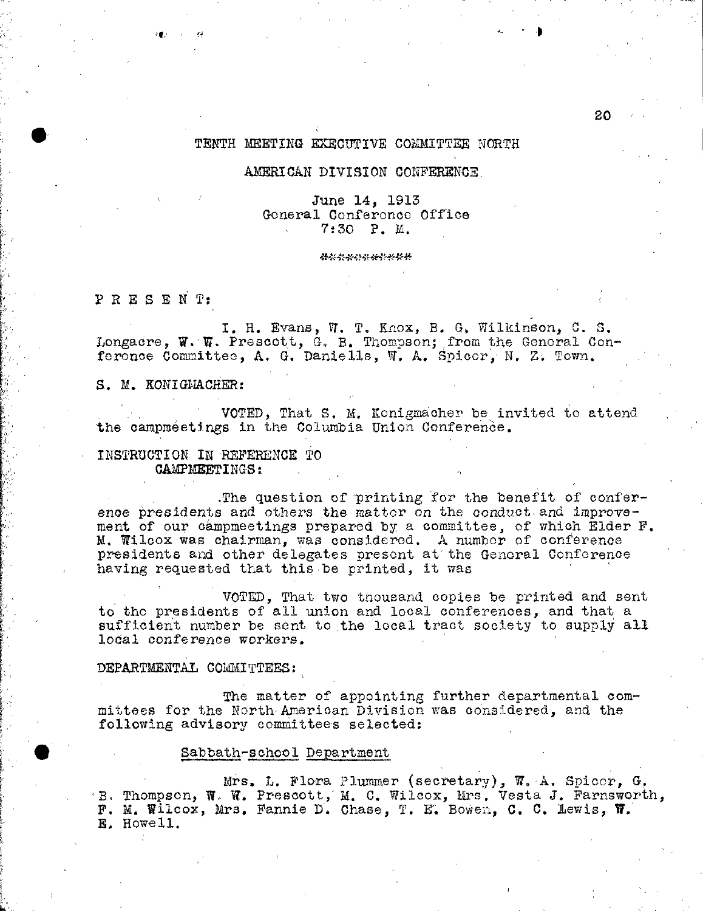# TENTH MEETING EXECUTIVE COMMITTEE NORTH

# AMERICAN DIVISION CONFERENCE

June 14, 1913
General Conference Office
7:30 P. M.

\*\*\*\*\*\*\*\*\*\*\*\*

P R E S E N T:

I. H. Evans, W. T. Knox, B. G. Wilkinson, C. S. Longacre, W. W. Prescott, G. B. Thompson; from the General Conference Committee, A. G. Daniells, W. A. Spicer, N. Z. Town.

S. M. KONIGMACHER:

VOTED, That S. M. Konigmacher be invited to attend the campmeetings in the Columbia Union Conference.

INSTRUCTION IN REFERENCE TO CAMPMEETINGS:

The question of printing for the benefit of conference presidents and others the matter on the conduct and improvement of our campmeetings prepared by a committee, of which Elder F. M. Wilcox was chairman, was considered. A number of conference presidents and other delegates present at the General Conference having requested that this be printed, it was

VOTED, That two thousand copies be printed and sent to the presidents of all union and local conferences, and that a sufficient number be sent to the local tract society to supply all local conference workers.

DEPARTMENTAL COMMITTEES:

The matter of appointing further departmental committees for the North American Division was considered, and the following advisory committees selected:

Sabbath-school Department

Mrs. L. Flora Plummer (secretary), W. A. Spicer, G. B. Thompson, W. W. Prescott, M. C. Wilcox, Mrs. Vesta J. Farnsworth, F. M. Wilcox, Mrs. Fannie D. Chase, T. E. Bowen, C. C. Lewis, W. E. Howell.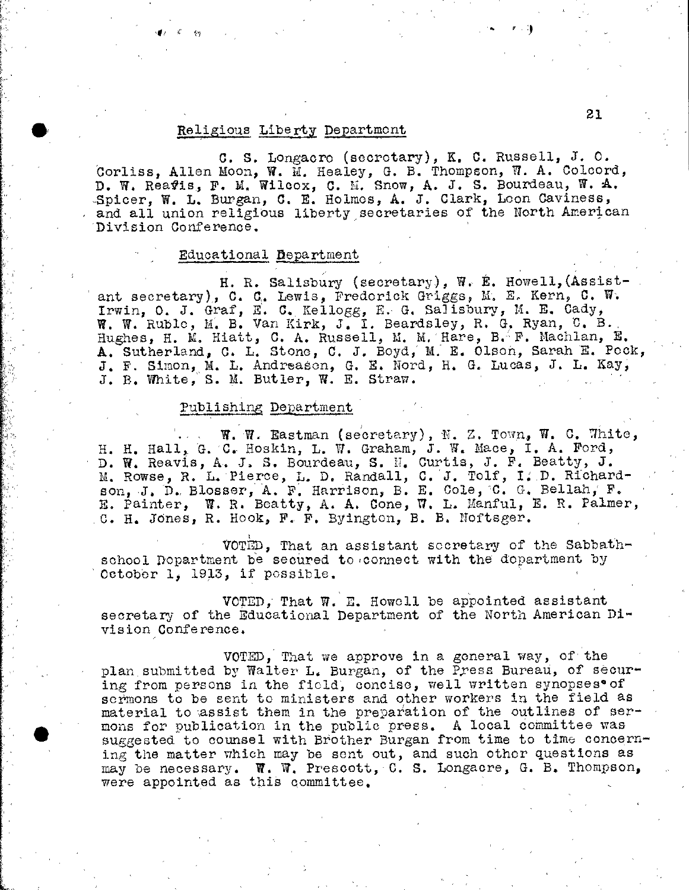## Religious Liberty Department

C. S. Longacre (secretary), K. C. Russell, J. O. Corliss, Allen Moon, W. M. Healey, G. B. Thompson, W. A. Colcord, D. W. Reavis, F. M. Wilcox, C. M. Snow, A. J. S. Bourdeau, W. A. Spicer, W. L. Burgan, C. E. Holmes, A. J. Clark, Leon Caviness, and all union religious liberty secretaries of the North American Division Conference.

## Educational Department

H. R. Salisbury (secretary), W. E. Howell, (Assistant secretary), C. C. Lewis, Frederick Griggs, M. E. Kern, C. W. Irwin, O. J. Graf, E. C. Kellogg, E. G. Salisbury, M. E. Cady, W. W. Ruble, M. B. Van Kirk, J. I. Beardsley, R. G. Ryan, C. B. Hughes, H. M. Hiatt, C. A. Russell, M. M. Hare, B. F. Machlan, E. A. Sutherland, C. L. Stone, C. J. Boyd, M. E. Olson, Sarah E. Peck, J. F. Simon, M. L. Andreason, G. E. Nord, H. G. Lucas, J. L. Kay, J. B. White, S. M. Butler, W. E. Straw.

## Publishing Department

W. W. Eastman (secretary), N. Z. Town, W. C. White, H. H. Hall, G. C. Hoskin, L. W. Graham, J. W. Mace, I. A. Ford, D. W. Reavis, A. J. S. Bourdeau, S. N. Curtis, J. F. Beatty, J. M. Rowse, R. L. Pierce, L. D. Randall, C. J. Tolf, I. D. Richardson, J. D. Blosser, A. F. Harrison, B. E. Cole, C. G. Bellah, F. E. Painter, W. R. Beatty, A. A. Cone, W. L. Manful, E. R. Palmer, C. H. Jones, R. Hook, F. F. Byington, B. B. Noftsger.

VOTED, That an assistant secretary of the Sabbath-school Department be secured to connect with the department by October 1, 1913, if possible.

VOTED, That W. E. Howell be appointed assistant secretary of the Educational Department of the North American Division Conference.

VOTED, That we approve in a general way, of the plan submitted by Walter L. Burgan, of the Press Bureau, of securing from persons in the field, concise, well written synopses of sermons to be sent to ministers and other workers in the field as material to assist them in the preparation of the outlines of sermons for publication in the public press. A local committee was suggested to counsel with Brother Burgan from time to time concerning the matter which may be sent out, and such other questions as may be necessary. W. W. Prescott, C. S. Longacre, G. B. Thompson, were appointed as this committee.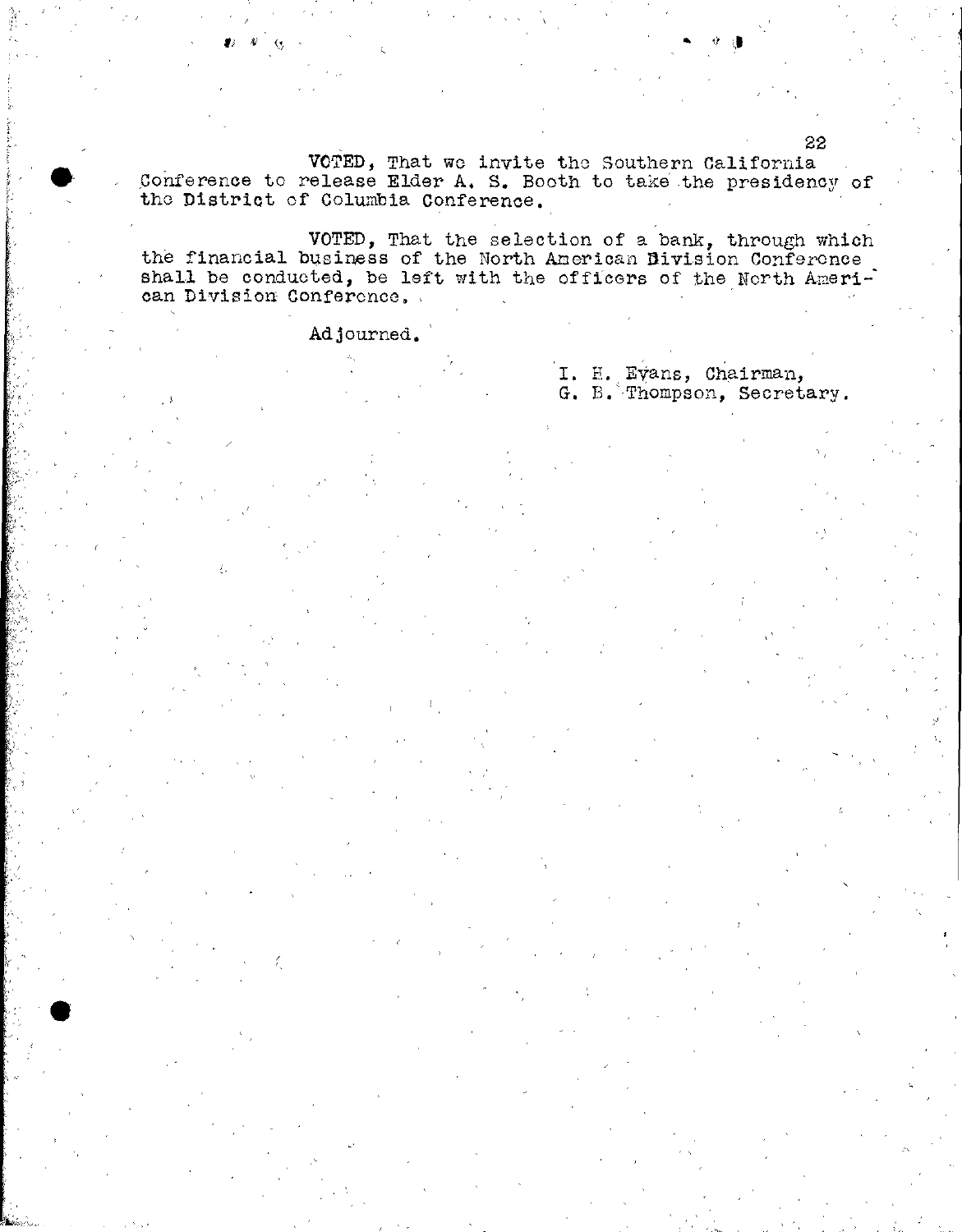VOTED, That we invite the Southern California Conference to release Elder A. S. Booth to take the presidency of the District of Columbia Conference.

VOTED, That the selection of a bank, through which the financial business of the North American Division Conference shall be conducted, be left with the officers of the North American Division Conference.

Adjourned.

I. H. Evans, Chairman,
G. B. Thompson, Secretary.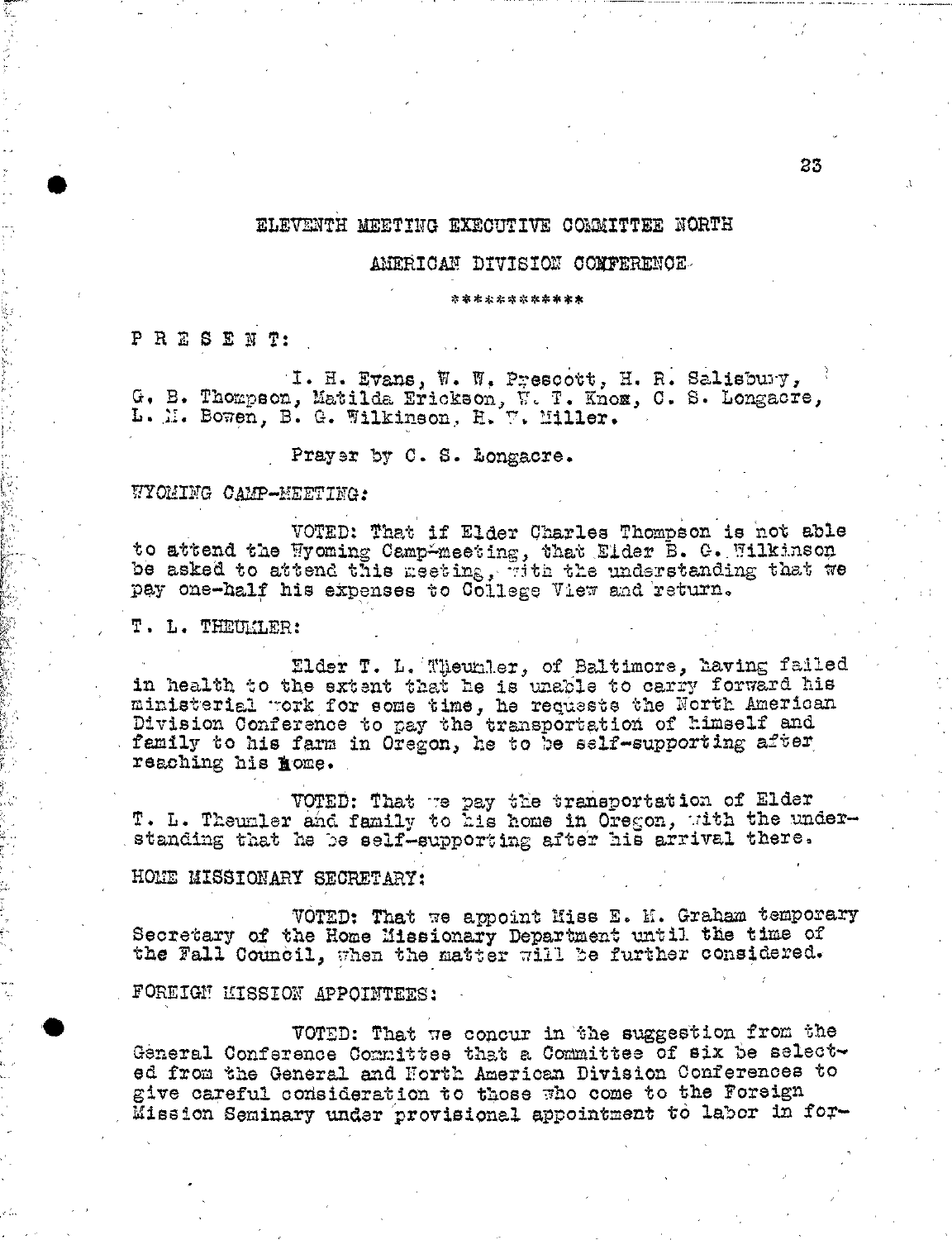# ELEVENTH MEETING EXECUTIVE COMMITTEE NORTH

## AMERICAN DIVISION CONFERENCE

\*\*\*\*\*\*\*\*\*\*\*\*

P R E S E N T:

I. H. Evans, W. W. Prescott, H. R. Salisbury, G. B. Thompson, Matilda Erickson, W. T. Knox, C. S. Longacre, L. H. Bowen, B. G. Wilkinson, H. T. Miller.

Prayer by C. S. Longacre.

WYOMING CAMP-MEETING:

VOTED: That if Elder Charles Thompson is not able to attend the Wyoming Camp-meeting, that Elder B. G. Wilkinson be asked to attend this meeting, with the understanding that we pay one-half his expenses to College View and return.

T. L. THEUMLER:

Elder T. L. Theumler, of Baltimore, having failed in health to the extent that he is unable to carry forward his ministerial work for some time, he requests the North American Division Conference to pay the transportation of himself and family to his farm in Oregon, he to be self-supporting after reaching his home.

VOTED: That we pay the transportation of Elder T. L. Theumler and family to his home in Oregon, with the understanding that he be self-supporting after his arrival there.

HOME MISSIONARY SECRETARY:

VOTED: That we appoint Miss E. M. Graham temporary Secretary of the Home Missionary Department until the time of the Fall Council, when the matter will be further considered.

FOREIGN MISSION APPOINTEES:

VOTED: That we concur in the suggestion from the General Conference Committee that a Committee of six be selected from the General and North American Division Conferences to give careful consideration to those who come to the Foreign Mission Seminary under provisional appointment to labor in for-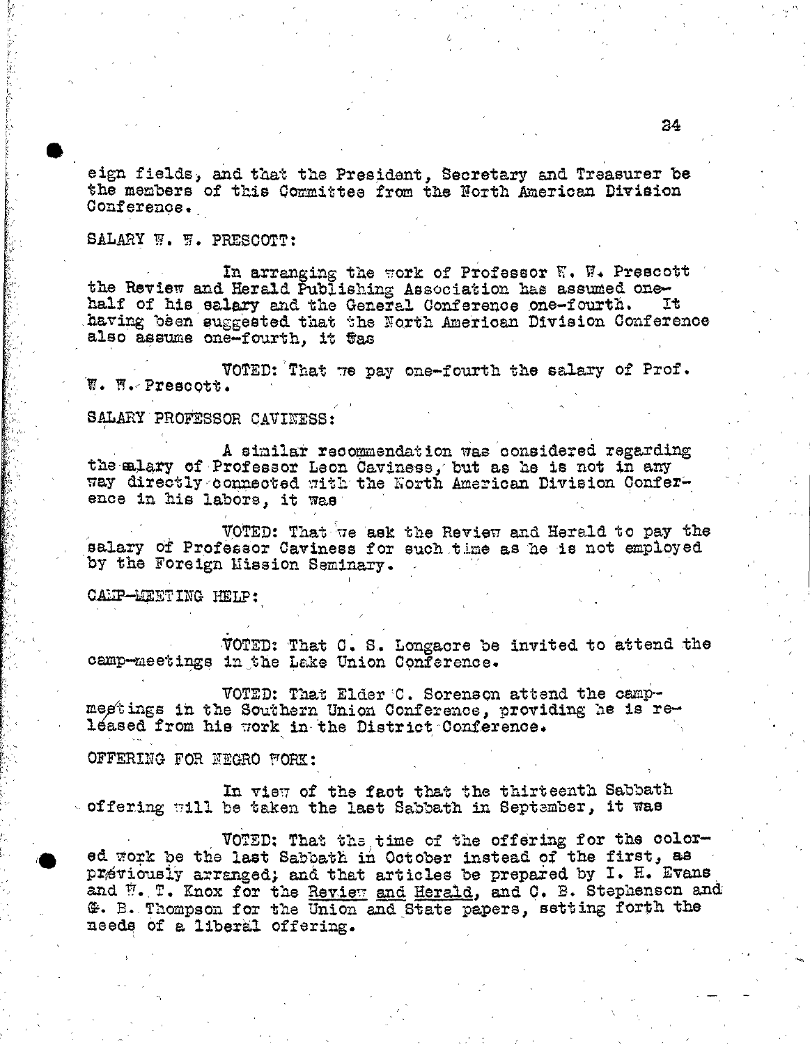eign fields, and that the President, Secretary and Treasurer be the members of this Committee from the North American Division Conference.

SALARY W. W. PRESCOTT:

In arranging the work of Professor W. W. Prescott the Review and Herald Publishing Association has assumed one-half of his salary and the General Conference one-fourth. It having been suggested that the North American Division Conference also assume one-fourth, it was

VOTED: That we pay one-fourth the salary of Prof. W. W. Prescott.

SALARY PROFESSOR CAVINESS:

A similar recommendation was considered regarding the salary of Professor Leon Caviness, but as he is not in any way directly connected with the North American Division Conference in his labors, it was

VOTED: That we ask the Review and Herald to pay the salary of Professor Caviness for such time as he is not employed by the Foreign Mission Seminary.

CAMP-MEETING HELP:

VOTED: That C. S. Longacre be invited to attend the camp-meetings in the Lake Union Conference.

VOTED: That Elder C. Sorenson attend the camp-meetings in the Southern Union Conference, providing he is released from his work in the District Conference.

OFFERING FOR NEGRO WORK:

In view of the fact that the thirteenth Sabbath offering will be taken the last Sabbath in September, it was

VOTED: That the time of the offering for the colored work be the last Sabbath in October instead of the first, as previously arranged; and that articles be prepared by I. H. Evans and W. T. Knox for the Review and Herald, and C. B. Stephenson and G. B. Thompson for the Union and State papers, setting forth the needs of a liberal offering.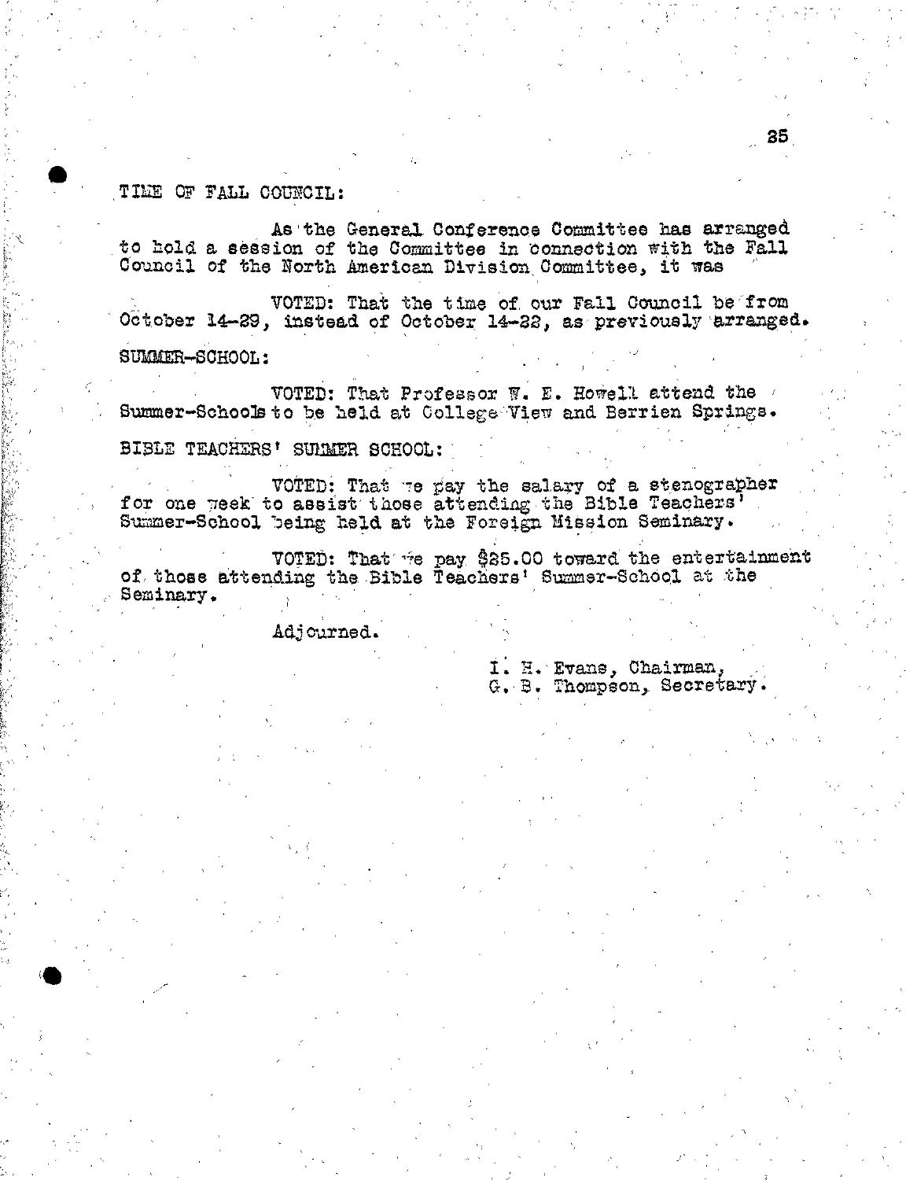TIME OF FALL COUNCIL:

As the General Conference Committee has arranged to hold a session of the Committee in connection with the Fall Council of the North American Division Committee, it was

VOTED: That the time of our Fall Council be from October 14-29, instead of October 14-22, as previously arranged.

SUMMER-SCHOOL:

VOTED: That Professor W. E. Howell attend the Summer-Schools to be held at College View and Berrien Springs.

BIBLE TEACHERS' SUMMER SCHOOL:

VOTED: That we pay the salary of a stenographer for one week to assist those attending the Bible Teachers' Summer-School being held at the Foreign Mission Seminary.

VOTED: That we pay $25.00 toward the entertainment of those attending the Bible Teachers' Summer-School at the Seminary.

Adjourned.

I. H. Evans, Chairman,
G. B. Thompson, Secretary.